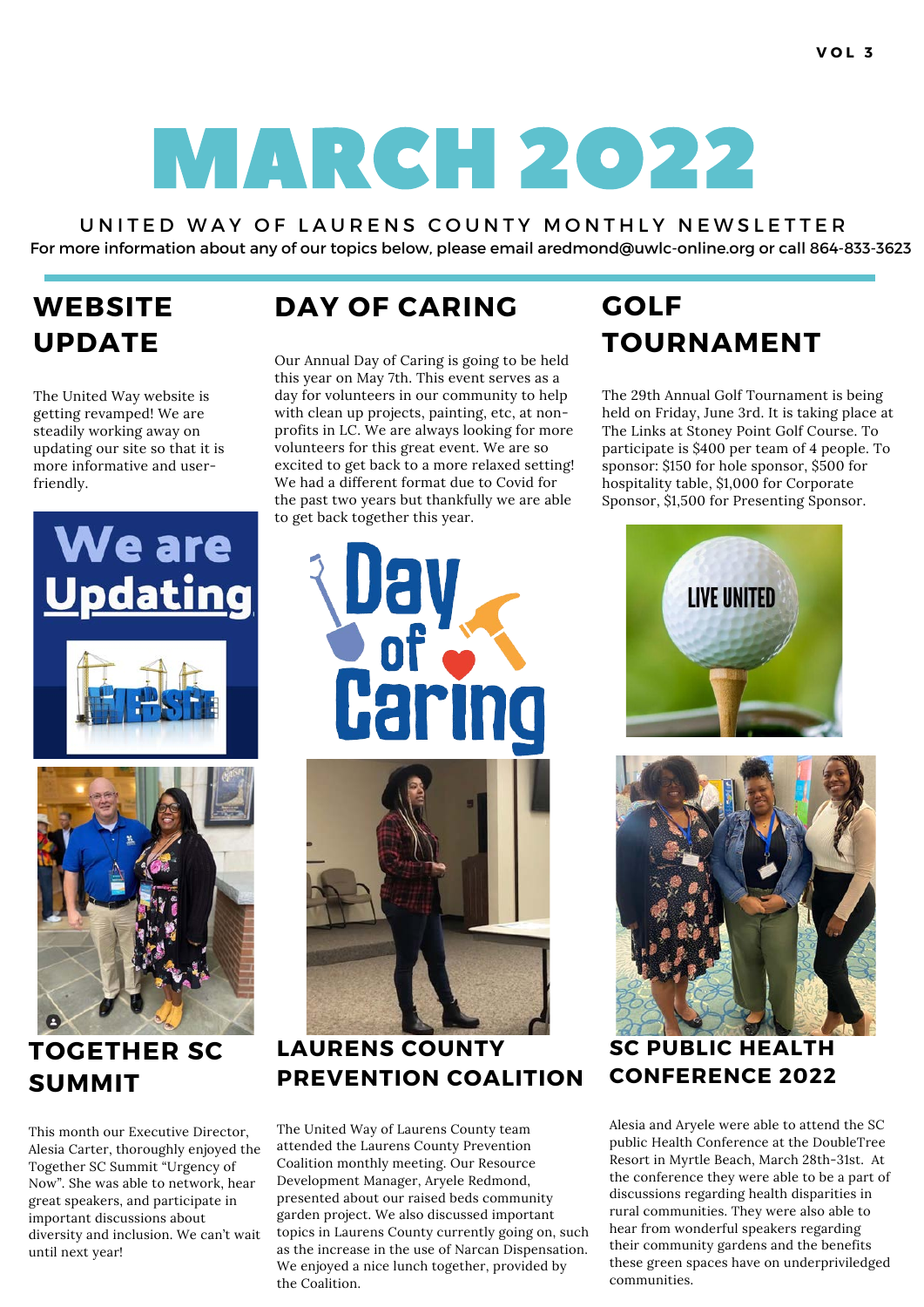# MARCH 2022

UNITED WAY OF LAURENS COUNTY MONTHLY NEWSLETTER

For more information about any of our topics below, please email aredmond@uwlc-online.org or call 864-833-3623

## WEBSITE UPDATE

The United Way website is getting revamped! We are steadily working away on updating our site so that it is more informative and user-friendly.

## DAY OF CARING

Our Annual Day of Caring is going to be held this year on May 7th. This event serves as a day for volunteers in our community to help with clean up projects, painting, etc, at non-profits in LC. We are always looking for more volunteers for this great event. We are so excited to get back to a more relaxed setting! We had a different format due to Covid for the past two years but thankfully we are able to get back together this year.

## GOLF TOURNAMENT

The 29th Annual Golf Tournament is being held on Friday, June 3rd. It is taking place at The Links at Stoney Point Golf Course. To participate is $400 per team of 4 people. To sponsor: $150 for hole sponsor, $500 for hospitality table, $1,000 for Corporate Sponsor, $1,500 for Presenting Sponsor.

## TOGETHER SC SUMMIT

This month our Executive Director, Alesia Carter, thoroughly enjoyed the Together SC Summit "Urgency of Now". She was able to network, hear great speakers, and participate in important discussions about diversity and inclusion. We can't wait until next year!

## LAURENS COUNTY PREVENTION COALITION

The United Way of Laurens County team attended the Laurens County Prevention Coalition monthly meeting. Our Resource Development Manager, Aryele Redmond, presented about our raised beds community garden project. We also discussed important topics in Laurens County currently going on, such as the increase in the use of Narcan Dispensation. We enjoyed a nice lunch together, provided by the Coalition.

## SC PUBLIC HEALTH CONFERENCE 2022

Alesia and Aryele were able to attend the SC public Health Conference at the DoubleTree Resort in Myrtle Beach, March 28th-31st. At the conference they were able to be a part of discussions regarding health disparities in rural communities. They were also able to hear from wonderful speakers regarding their community gardens and the benefits these green spaces have on underpriviledged communities.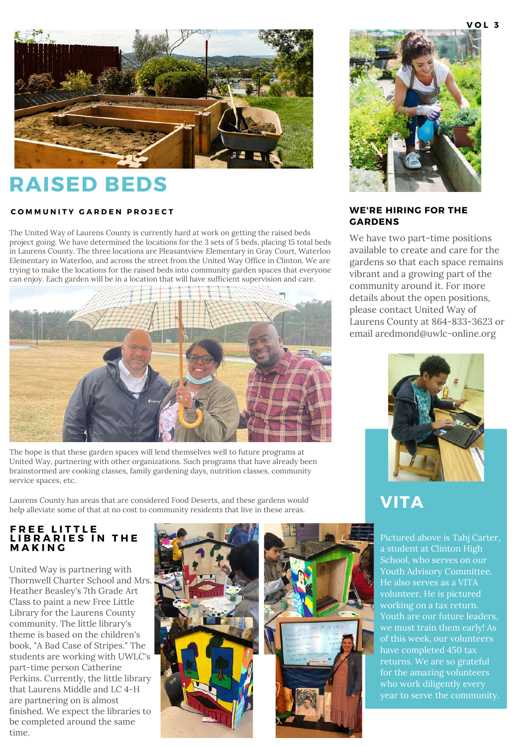# RAISED BEDS

### COMMUNITY GARDEN PROJECT

The United Way of Laurens County is currently hard at work on getting the raised beds project going. We have determined the locations for the 3 sets of 5 beds, placing 15 total beds in Laurens County. The three locations are Pleasantview Elementary in Gray Court, Waterloo Elementary in Waterloo, and across the street from the United Way Office in Clinton. We are trying to make the locations for the raised beds into community garden spaces that everyone can enjoy. Each garden will be in a location that will have sufficient supervision and care.

The hope is that these garden spaces will lend themselves well to future programs at United Way, partnering with other organizations. Such programs that have already been brainstormed are cooking classes, family gardening days, nutrition classes, community service spaces, etc.

Laurens County has areas that are considered Food Deserts, and these gardens would help alleviate some of that at no cost to community residents that live in these areas.

### WE'RE HIRING FOR THE GARDENS

We have two part-time positions available to create and care for the gardens so that each space remains vibrant and a growing part of the community around it. For more details about the open positions, please contact United Way of Laurens County at 864-833-3623 or email aredmond@uwlc-online.org

## FREE LITTLE LIBRARIES IN THE MAKING

United Way is partnering with Thornwell Charter School and Mrs. Heather Beasley's 7th Grade Art Class to paint a new Free Little Library for the Laurens County community. The little library's theme is based on the children's book, "A Bad Case of Stripes." The students are working with UWLC's part-time person Catherine Perkins. Currently, the little library that Laurens Middle and LC 4-H are partnering on is almost finished. We expect the libraries to be completed around the same time.

## VITA

Pictured above is Tahj Carter, a student at Clinton High School, who serves on our Youth Advisory Committee. He also serves as a VITA volunteer. He is pictured working on a tax return. Youth are our future leaders, we must train them early! As of this week, our volunteers have completed 450 tax returns. We are so grateful for the amazing volunteers who work diligently every year to serve the community.